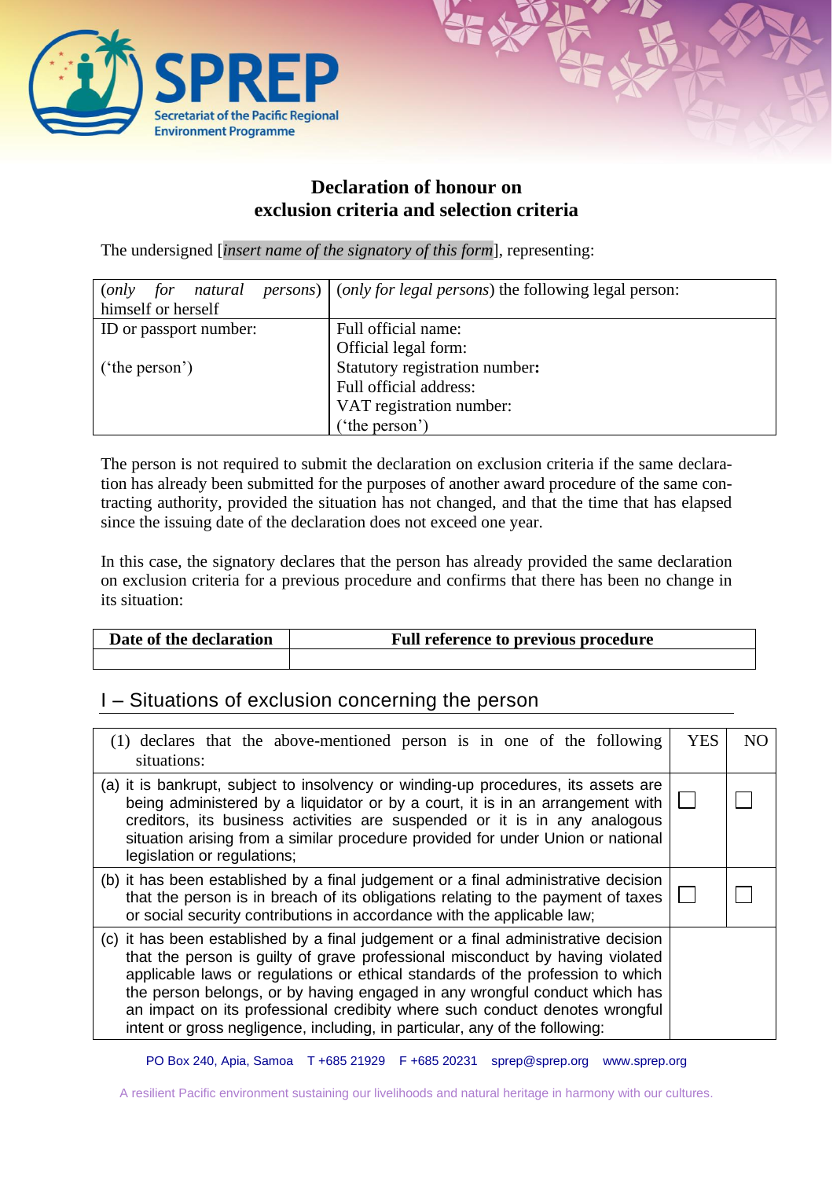# Declaration of honour on exclusion criteria and selection criteria

The undersigned [*insert name of the signatory of this form*], representing:

| (*only for natural persons*) himself or herself | (*only for legal persons*) the following legal person: |
|---|---|
| ID or passport number:<br><br>('the person') | Full official name:<br>Official legal form:<br>Statutory registration number**:**<br>Full official address:<br>VAT registration number:<br>('the person') |

The person is not required to submit the declaration on exclusion criteria if the same declaration has already been submitted for the purposes of another award procedure of the same contracting authority, provided the situation has not changed, and that the time that has elapsed since the issuing date of the declaration does not exceed one year.

In this case, the signatory declares that the person has already provided the same declaration on exclusion criteria for a previous procedure and confirms that there has been no change in its situation:

| **Date of the declaration** | **Full reference to previous procedure** |
|---|---|
| | |

## I – Situations of exclusion concerning the person

| (1) declares that the above-mentioned person is in one of the following situations: | YES | NO |
|---|---|---|
| (a) it is bankrupt, subject to insolvency or winding-up procedures, its assets are being administered by a liquidator or by a court, it is in an arrangement with creditors, its business activities are suspended or it is in any analogous situation arising from a similar procedure provided for under Union or national legislation or regulations; | ☐ | ☐ |
| (b) it has been established by a final judgement or a final administrative decision that the person is in breach of its obligations relating to the payment of taxes or social security contributions in accordance with the applicable law; | ☐ | ☐ |
| (c) it has been established by a final judgement or a final administrative decision that the person is guilty of grave professional misconduct by having violated applicable laws or regulations or ethical standards of the profession to which the person belongs, or by having engaged in any wrongful conduct which has an impact on its professional credibility where such conduct denotes wrongful intent or gross negligence, including, in particular, any of the following: | | |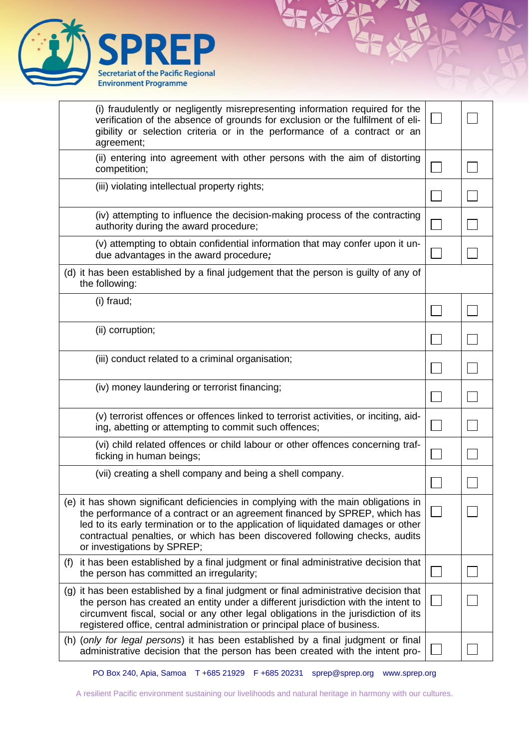| | | |
|---|---|---|
| (i) fraudulently or negligently misrepresenting information required for the verification of the absence of grounds for exclusion or the fulfilment of eligibility or selection criteria or in the performance of a contract or an agreement; | ☐ | ☐ |
| (ii) entering into agreement with other persons with the aim of distorting competition; | ☐ | ☐ |
| (iii) violating intellectual property rights; | ☐ | ☐ |
| (iv) attempting to influence the decision-making process of the contracting authority during the award procedure; | ☐ | ☐ |
| (v) attempting to obtain confidential information that may confer upon it undue advantages in the award procedure; | ☐ | ☐ |
| (d) it has been established by a final judgement that the person is guilty of any of the following: | | |
| (i) fraud; | ☐ | ☐ |
| (ii) corruption; | ☐ | ☐ |
| (iii) conduct related to a criminal organisation; | ☐ | ☐ |
| (iv) money laundering or terrorist financing; | ☐ | ☐ |
| (v) terrorist offences or offences linked to terrorist activities, or inciting, aiding, abetting or attempting to commit such offences; | ☐ | ☐ |
| (vi) child related offences or child labour or other offences concerning trafficking in human beings; | ☐ | ☐ |
| (vii) creating a shell company and being a shell company. | ☐ | ☐ |
| (e) it has shown significant deficiencies in complying with the main obligations in the performance of a contract or an agreement financed by SPREP, which has led to its early termination or to the application of liquidated damages or other contractual penalties, or which has been discovered following checks, audits or investigations by SPREP; | ☐ | ☐ |
| (f) it has been established by a final judgment or final administrative decision that the person has committed an irregularity; | ☐ | ☐ |
| (g) it has been established by a final judgment or final administrative decision that the person has created an entity under a different jurisdiction with the intent to circumvent fiscal, social or any other legal obligations in the jurisdiction of its registered office, central administration or principal place of business. | ☐ | ☐ |
| (h) (*only for legal persons*) it has been established by a final judgment or final administrative decision that the person has been created with the intent pro- | ☐ | ☐ |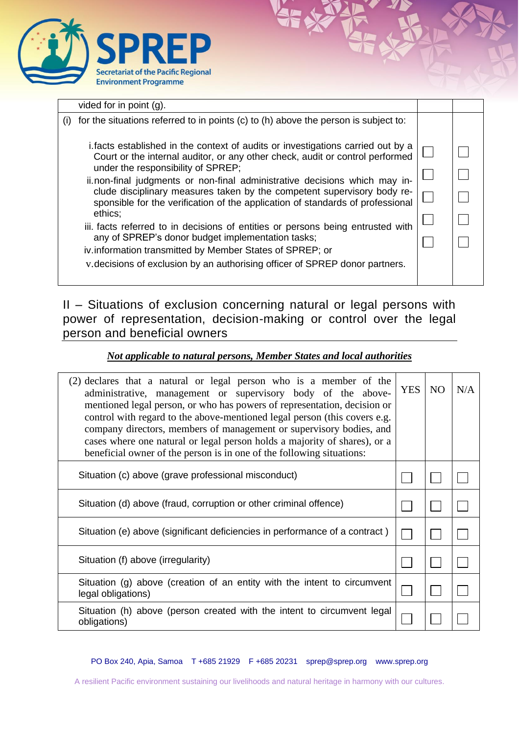| | | |
|---|---|---|
| vided for in point (g). | | |
| (i) for the situations referred to in points (c) to (h) above the person is subject to:<br><br>i. facts established in the context of audits or investigations carried out by a Court or the internal auditor, or any other check, audit or control performed under the responsibility of SPREP;<br>ii. non-final judgments or non-final administrative decisions which may include disciplinary measures taken by the competent supervisory body responsible for the verification of the application of standards of professional ethics;<br>iii. facts referred to in decisions of entities or persons being entrusted with any of SPREP's donor budget implementation tasks;<br>iv. information transmitted by Member States of SPREP; or<br>v. decisions of exclusion by an authorising officer of SPREP donor partners. | ☐<br>☐<br>☐<br>☐<br>☐ | ☐<br>☐<br>☐<br>☐<br>☐ |

## II – Situations of exclusion concerning natural or legal persons with power of representation, decision-making or control over the legal person and beneficial owners

***Not applicable to natural persons, Member States and local authorities***

| (2) declares that a natural or legal person who is a member of the administrative, management or supervisory body of the above-mentioned legal person, or who has powers of representation, decision or control with regard to the above-mentioned legal person (this covers e.g. company directors, members of management or supervisory bodies, and cases where one natural or legal person holds a majority of shares), or a beneficial owner of the person is in one of the following situations: | YES | NO | N/A |
|---|---|---|---|
| Situation (c) above (grave professional misconduct) | ☐ | ☐ | ☐ |
| Situation (d) above (fraud, corruption or other criminal offence) | ☐ | ☐ | ☐ |
| Situation (e) above (significant deficiencies in performance of a contract ) | ☐ | ☐ | ☐ |
| Situation (f) above (irregularity) | ☐ | ☐ | ☐ |
| Situation (g) above (creation of an entity with the intent to circumvent legal obligations) | ☐ | ☐ | ☐ |
| Situation (h) above (person created with the intent to circumvent legal obligations) | ☐ | ☐ | ☐ |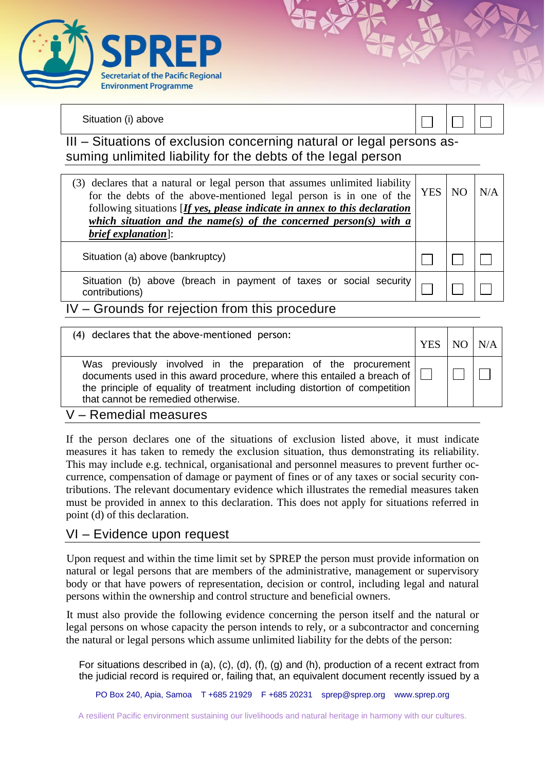| | | | |
|---|---|---|---|
| Situation (i) above | ☐ | ☐ | ☐ |

## III – Situations of exclusion concerning natural or legal persons assuming unlimited liability for the debts of the legal person

| (3) declares that a natural or legal person that assumes unlimited liability for the debts of the above-mentioned legal person is in one of the following situations [***If yes, please indicate in annex to this declaration which situation and the name(s) of the concerned person(s) with a brief explanation***]: | YES | NO | N/A |
|---|---|---|---|
| Situation (a) above (bankruptcy) | ☐ | ☐ | ☐ |
| Situation (b) above (breach in payment of taxes or social security contributions) | ☐ | ☐ | ☐ |

## IV – Grounds for rejection from this procedure

| (4) declares that the above-mentioned person: | YES | NO | N/A |
|---|---|---|---|
| Was previously involved in the preparation of the procurement documents used in this award procedure, where this entailed a breach of the principle of equality of treatment including distortion of competition that cannot be remedied otherwise. | ☐ | ☐ | ☐ |

## V – Remedial measures

If the person declares one of the situations of exclusion listed above, it must indicate measures it has taken to remedy the exclusion situation, thus demonstrating its reliability. This may include e.g. technical, organisational and personnel measures to prevent further occurrence, compensation of damage or payment of fines or of any taxes or social security contributions. The relevant documentary evidence which illustrates the remedial measures taken must be provided in annex to this declaration. This does not apply for situations referred in point (d) of this declaration.

## VI – Evidence upon request

Upon request and within the time limit set by SPREP the person must provide information on natural or legal persons that are members of the administrative, management or supervisory body or that have powers of representation, decision or control, including legal and natural persons within the ownership and control structure and beneficial owners.

It must also provide the following evidence concerning the person itself and the natural or legal persons on whose capacity the person intends to rely, or a subcontractor and concerning the natural or legal persons which assume unlimited liability for the debts of the person:

For situations described in (a), (c), (d), (f), (g) and (h), production of a recent extract from the judicial record is required or, failing that, an equivalent document recently issued by a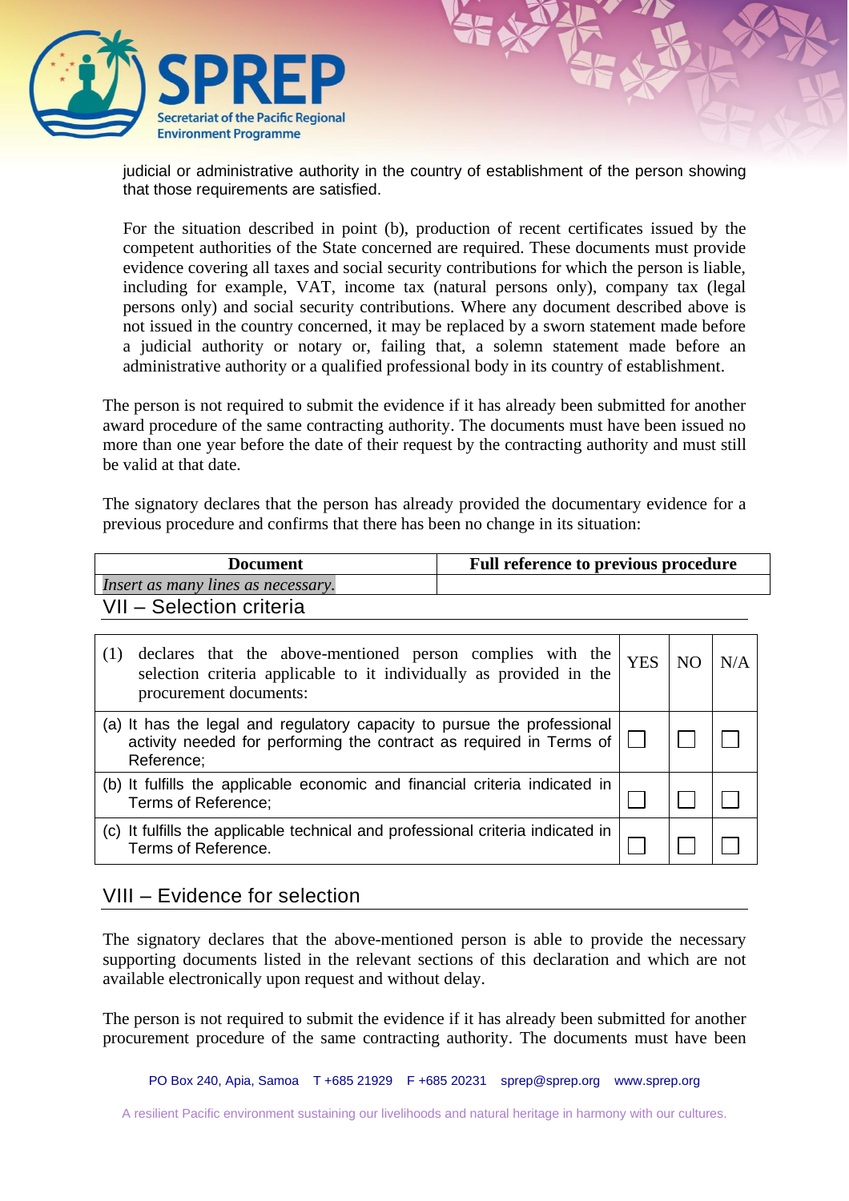judicial or administrative authority in the country of establishment of the person showing that those requirements are satisfied.

For the situation described in point (b), production of recent certificates issued by the competent authorities of the State concerned are required. These documents must provide evidence covering all taxes and social security contributions for which the person is liable, including for example, VAT, income tax (natural persons only), company tax (legal persons only) and social security contributions. Where any document described above is not issued in the country concerned, it may be replaced by a sworn statement made before a judicial authority or notary or, failing that, a solemn statement made before an administrative authority or a qualified professional body in its country of establishment.

The person is not required to submit the evidence if it has already been submitted for another award procedure of the same contracting authority. The documents must have been issued no more than one year before the date of their request by the contracting authority and must still be valid at that date.

The signatory declares that the person has already provided the documentary evidence for a previous procedure and confirms that there has been no change in its situation:

| Document | Full reference to previous procedure |
|---|---|
| *Insert as many lines as necessary.* | |

## VII – Selection criteria

| (1) declares that the above-mentioned person complies with the selection criteria applicable to it individually as provided in the procurement documents: | YES | NO | N/A |
|---|---|---|---|
| (a) It has the legal and regulatory capacity to pursue the professional activity needed for performing the contract as required in Terms of Reference; | ☐ | ☐ | ☐ |
| (b) It fulfills the applicable economic and financial criteria indicated in Terms of Reference; | ☐ | ☐ | ☐ |
| (c) It fulfills the applicable technical and professional criteria indicated in Terms of Reference. | ☐ | ☐ | ☐ |

## VIII – Evidence for selection

The signatory declares that the above-mentioned person is able to provide the necessary supporting documents listed in the relevant sections of this declaration and which are not available electronically upon request and without delay.

The person is not required to submit the evidence if it has already been submitted for another procurement procedure of the same contracting authority. The documents must have been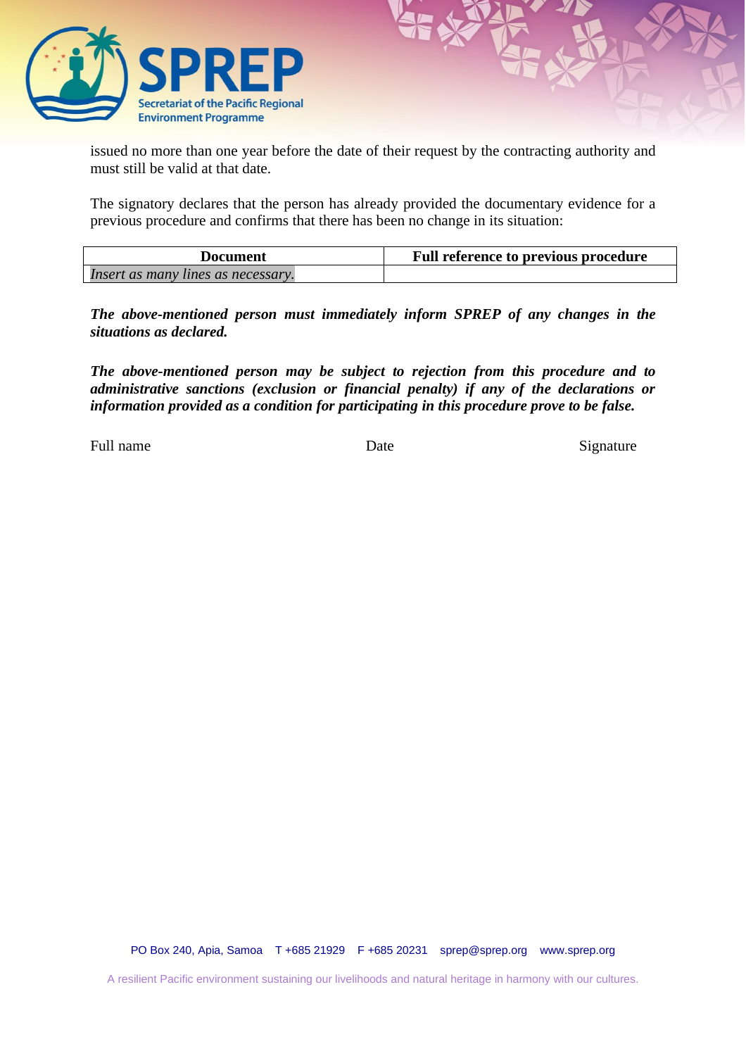issued no more than one year before the date of their request by the contracting authority and must still be valid at that date.

The signatory declares that the person has already provided the documentary evidence for a previous procedure and confirms that there has been no change in its situation:

| Document | Full reference to previous procedure |
|---|---|
| *Insert as many lines as necessary.* | |

***The above-mentioned person must immediately inform SPREP of any changes in the situations as declared.***

***The above-mentioned person may be subject to rejection from this procedure and to administrative sanctions (exclusion or financial penalty) if any of the declarations or information provided as a condition for participating in this procedure prove to be false.***

Full name Date Signature